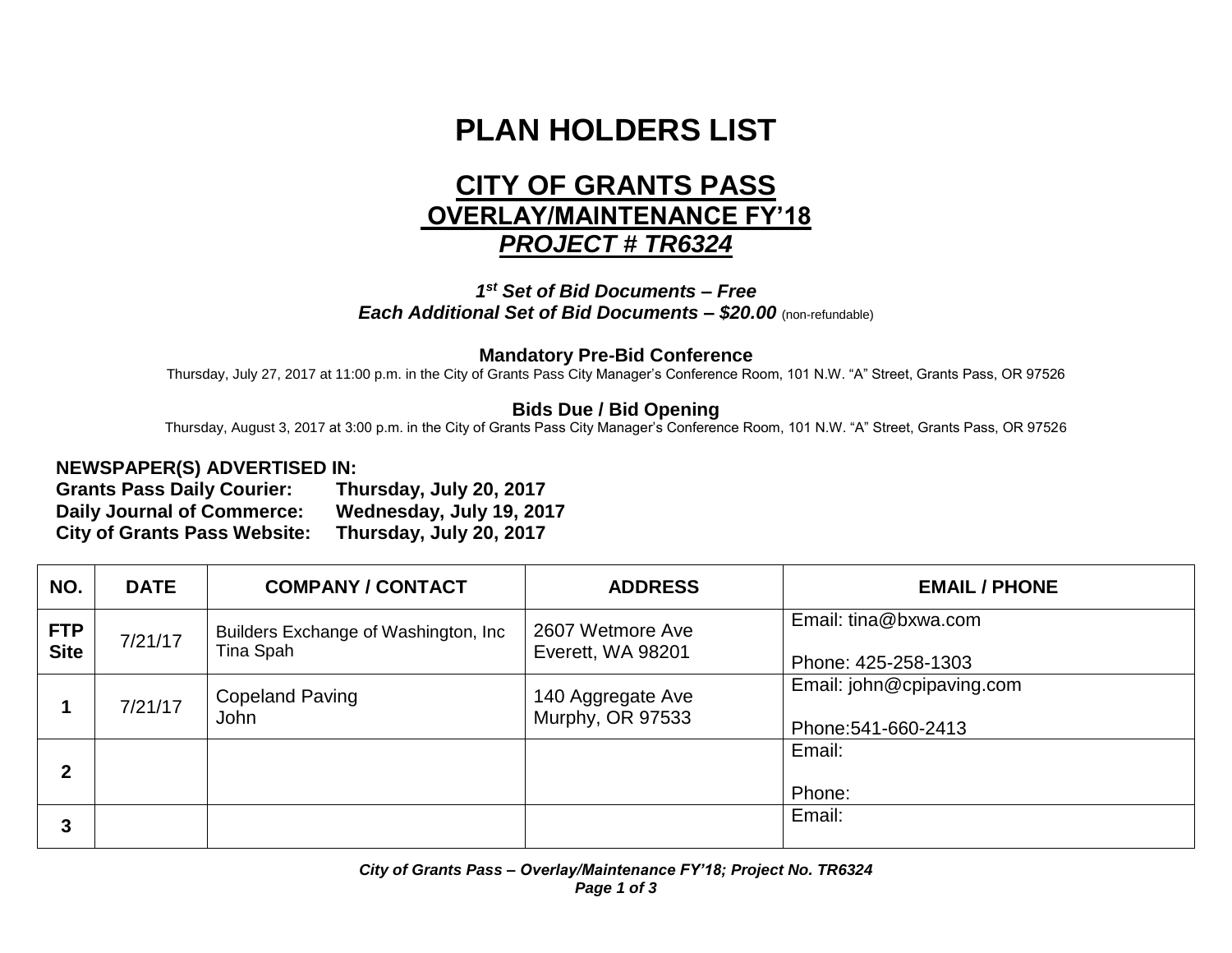# PLAN HOLDERS LIST

## CITY OF GRANTS PASS
## OVERLAY/MAINTENANCE FY'18
## *PROJECT # TR6324*

***1st Set of Bid Documents – Free***
***Each Additional Set of Bid Documents – $20.00*** (non-refundable)

**Mandatory Pre-Bid Conference**
Thursday, July 27, 2017 at 11:00 p.m. in the City of Grants Pass City Manager's Conference Room, 101 N.W. "A" Street, Grants Pass, OR 97526

**Bids Due / Bid Opening**
Thursday, August 3, 2017 at 3:00 p.m. in the City of Grants Pass City Manager's Conference Room, 101 N.W. "A" Street, Grants Pass, OR 97526

**NEWSPAPER(S) ADVERTISED IN:**
**Grants Pass Daily Courier: Thursday, July 20, 2017**
**Daily Journal of Commerce: Wednesday, July 19, 2017**
**City of Grants Pass Website: Thursday, July 20, 2017**

| NO. | DATE | COMPANY / CONTACT | ADDRESS | EMAIL / PHONE |
|---|---|---|---|---|
| **FTP Site** | 7/21/17 | Builders Exchange of Washington, Inc<br>Tina Spah | 2607 Wetmore Ave<br>Everett, WA 98201 | Email: tina@bxwa.com<br><br>Phone: 425-258-1303 |
| **1** | 7/21/17 | Copeland Paving<br>John | 140 Aggregate Ave<br>Murphy, OR 97533 | Email: john@cpipaving.com<br><br>Phone:541-660-2413 |
| **2** | | | | Email:<br><br>Phone: |
| **3** | | | | Email: |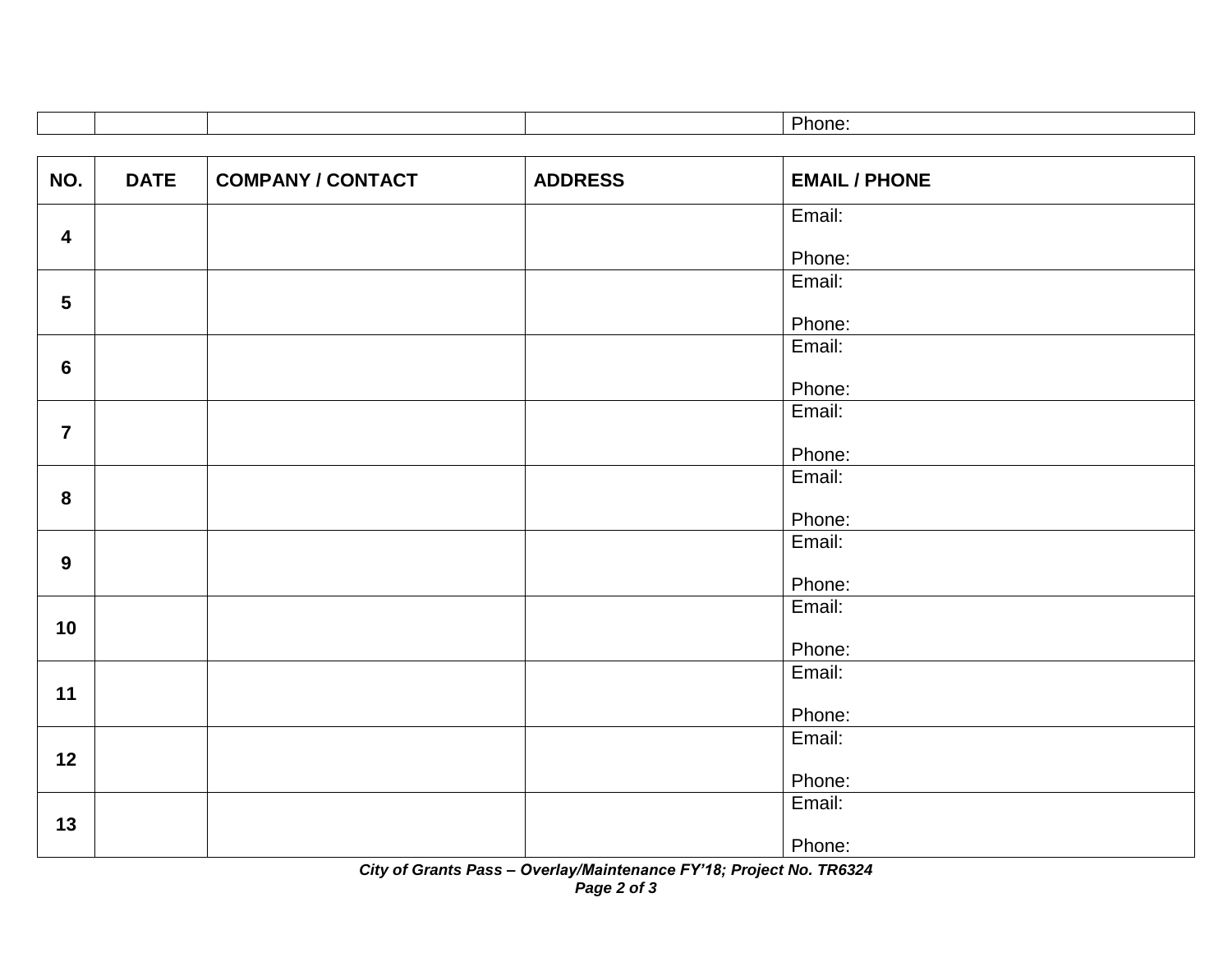| | | | | Phone: |
|---|---|---|---|---|

| NO. | DATE | COMPANY / CONTACT | ADDRESS | EMAIL / PHONE |
|---|---|---|---|---|
| 4 | | | | Email:<br><br>Phone: |
| 5 | | | | Email:<br><br>Phone: |
| 6 | | | | Email:<br><br>Phone: |
| 7 | | | | Email:<br><br>Phone: |
| 8 | | | | Email:<br><br>Phone: |
| 9 | | | | Email:<br><br>Phone: |
| 10 | | | | Email:<br><br>Phone: |
| 11 | | | | Email:<br><br>Phone: |
| 12 | | | | Email:<br><br>Phone: |
| 13 | | | | Email:<br><br>Phone: |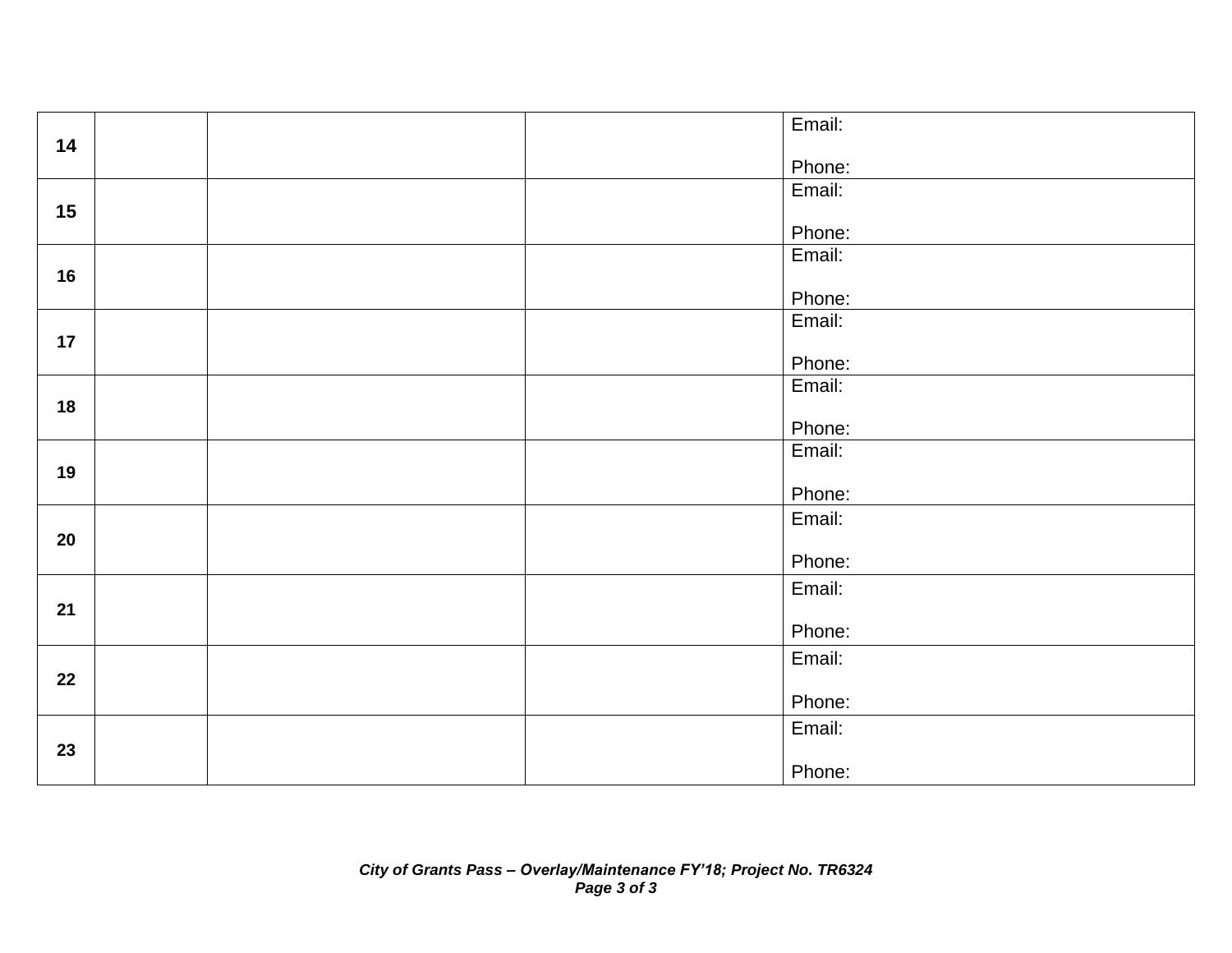| | | | | |
|---|---|---|---|---|
| **14** | | | | Email:<br><br>Phone: |
| **15** | | | | Email:<br><br>Phone: |
| **16** | | | | Email:<br><br>Phone: |
| **17** | | | | Email:<br><br>Phone: |
| **18** | | | | Email:<br><br>Phone: |
| **19** | | | | Email:<br><br>Phone: |
| **20** | | | | Email:<br><br>Phone: |
| **21** | | | | Email:<br><br>Phone: |
| **22** | | | | Email:<br><br>Phone: |
| **23** | | | | Email:<br><br>Phone: |